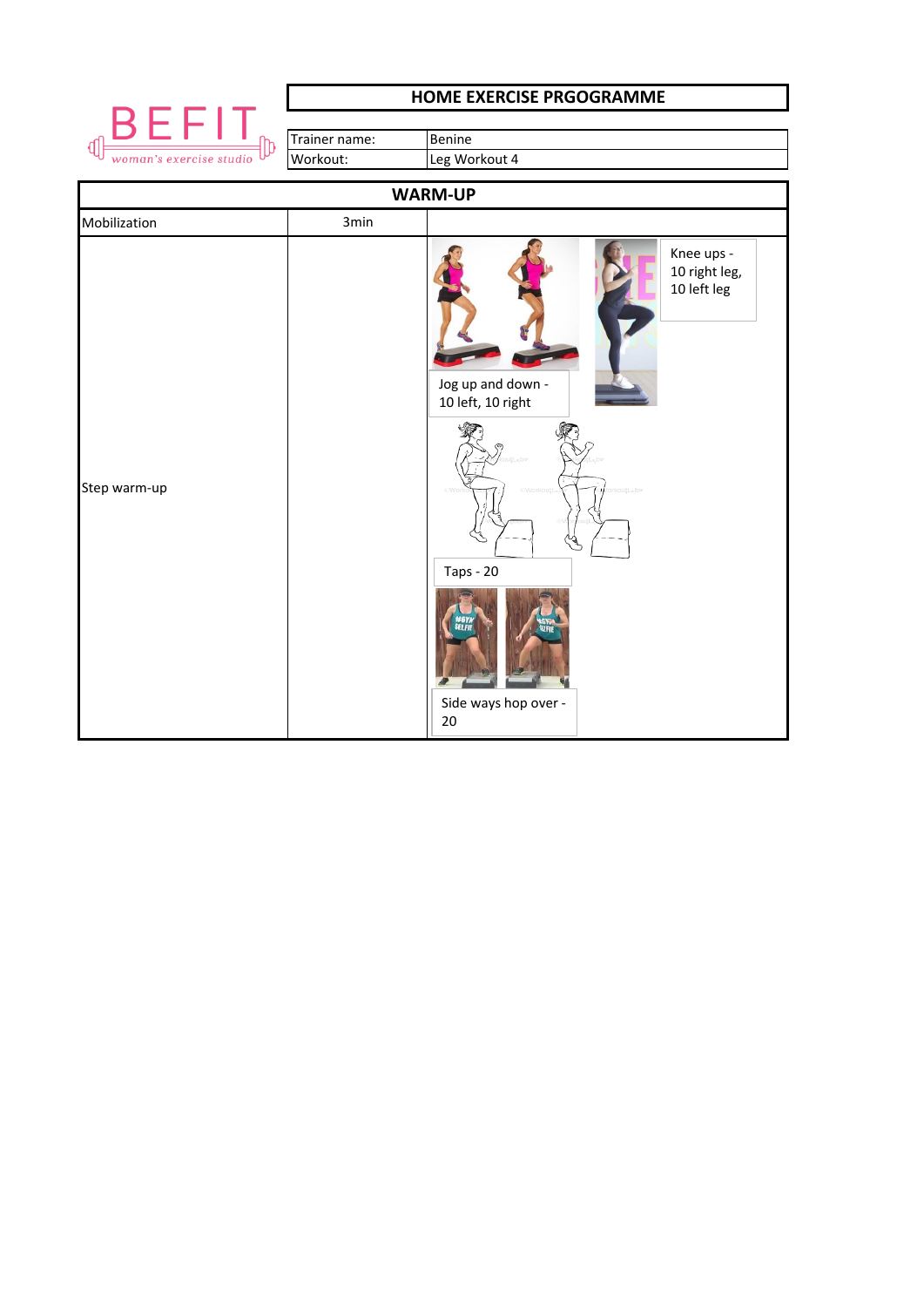BEFIT
*woman's exercise studio*

| HOME EXERCISE PRGOGRAMME | |
|---|---|
| Trainer name: | Benine |
| Workout: | Leg Workout 4 |

## WARM-UP

| Mobilization | 3min | |
|---|---|---|
| Step warm-up | | Jog up and down - 10 left, 10 right<br>Knee ups - 10 right leg, 10 left leg<br>Taps - 20<br>Side ways hop over - 20 |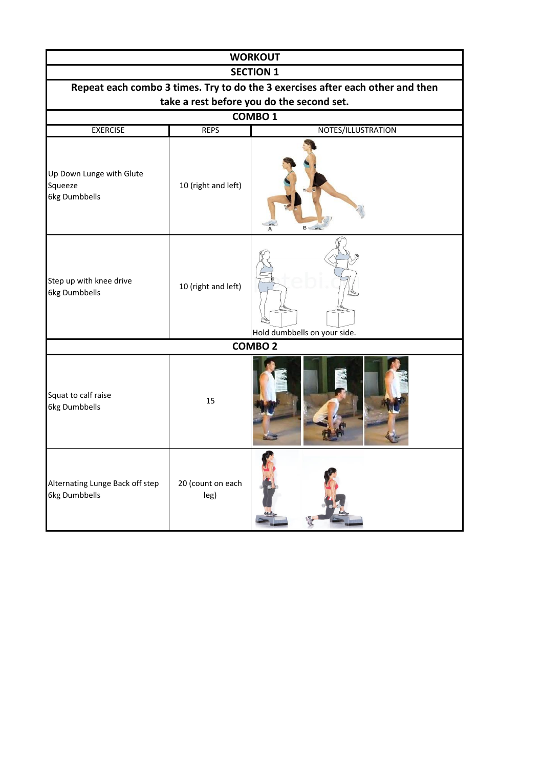# WORKOUT

## SECTION 1

**Repeat each combo 3 times. Try to do the 3 exercises after each other and then take a rest before you do the second set.**

### COMBO 1

| EXERCISE | REPS | NOTES/ILLUSTRATION |
|---|---|---|
| Up Down Lunge with Glute Squeeze<br>6kg Dumbbells | 10 (right and left) | |
| Step up with knee drive<br>6kg Dumbbells | 10 (right and left) | Hold dumbbells on your side. |

### COMBO 2

| EXERCISE | REPS | NOTES/ILLUSTRATION |
|---|---|---|
| Squat to calf raise<br>6kg Dumbbells | 15 | |
| Alternating Lunge Back off step<br>6kg Dumbbells | 20 (count on each leg) | |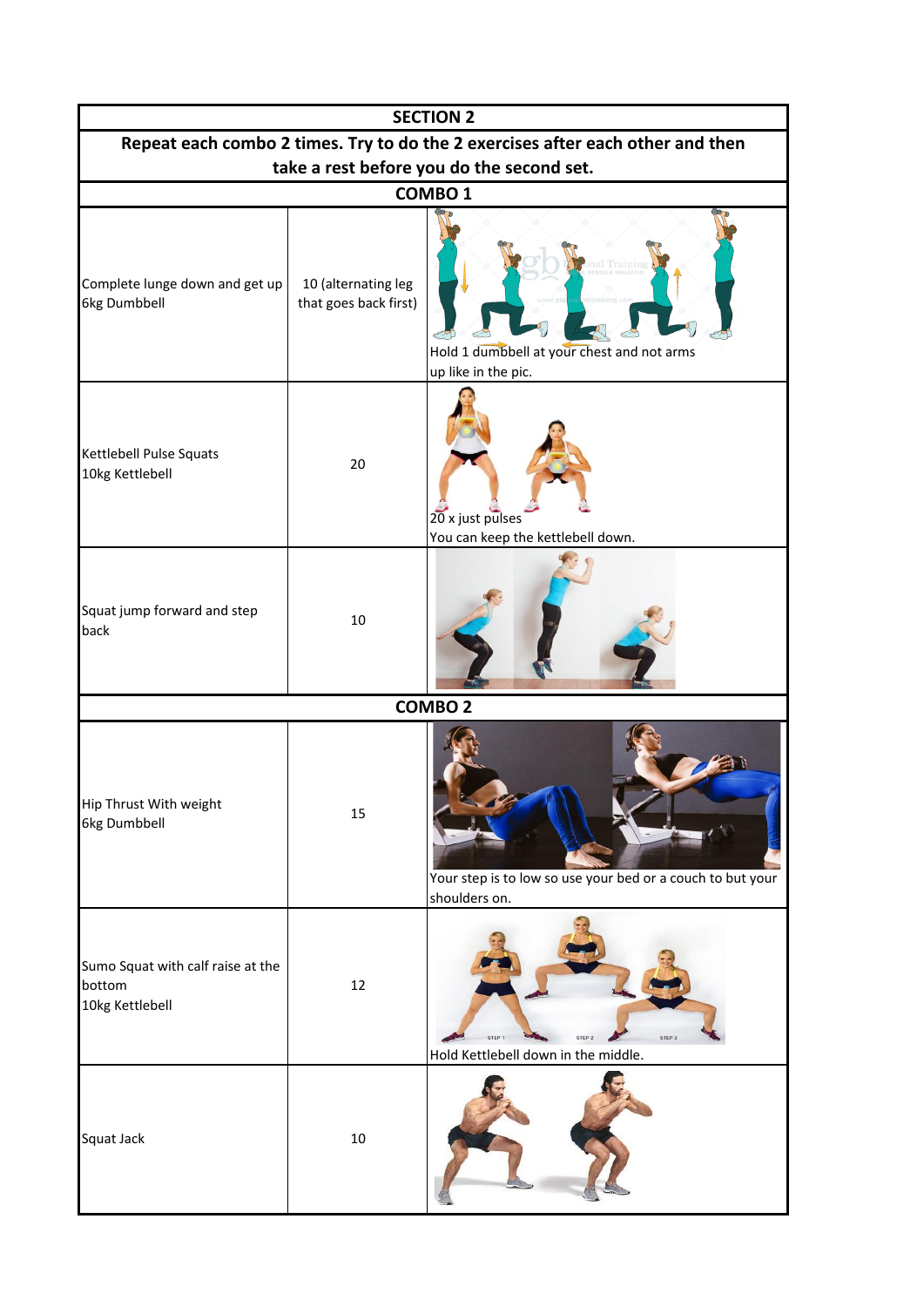## SECTION 2

**Repeat each combo 2 times. Try to do the 2 exercises after each other and then take a rest before you do the second set.**

### COMBO 1

| Exercise | Reps | Notes |
|---|---|---|
| Complete lunge down and get up<br>6kg Dumbbell | 10 (alternating leg that goes back first) | Hold 1 dumbbell at your chest and not arms up like in the pic. |
| Kettlebell Pulse Squats<br>10kg Kettlebell | 20 | 20 x just pulses<br>You can keep the kettlebell down. |
| Squat jump forward and step back | 10 | |

### COMBO 2

| Exercise | Reps | Notes |
|---|---|---|
| Hip Thrust With weight<br>6kg Dumbbell | 15 | Your step is to low so use your bed or a couch to but your shoulders on. |
| Sumo Squat with calf raise at the bottom<br>10kg Kettlebell | 12 | Hold Kettlebell down in the middle. |
| Squat Jack | 10 | |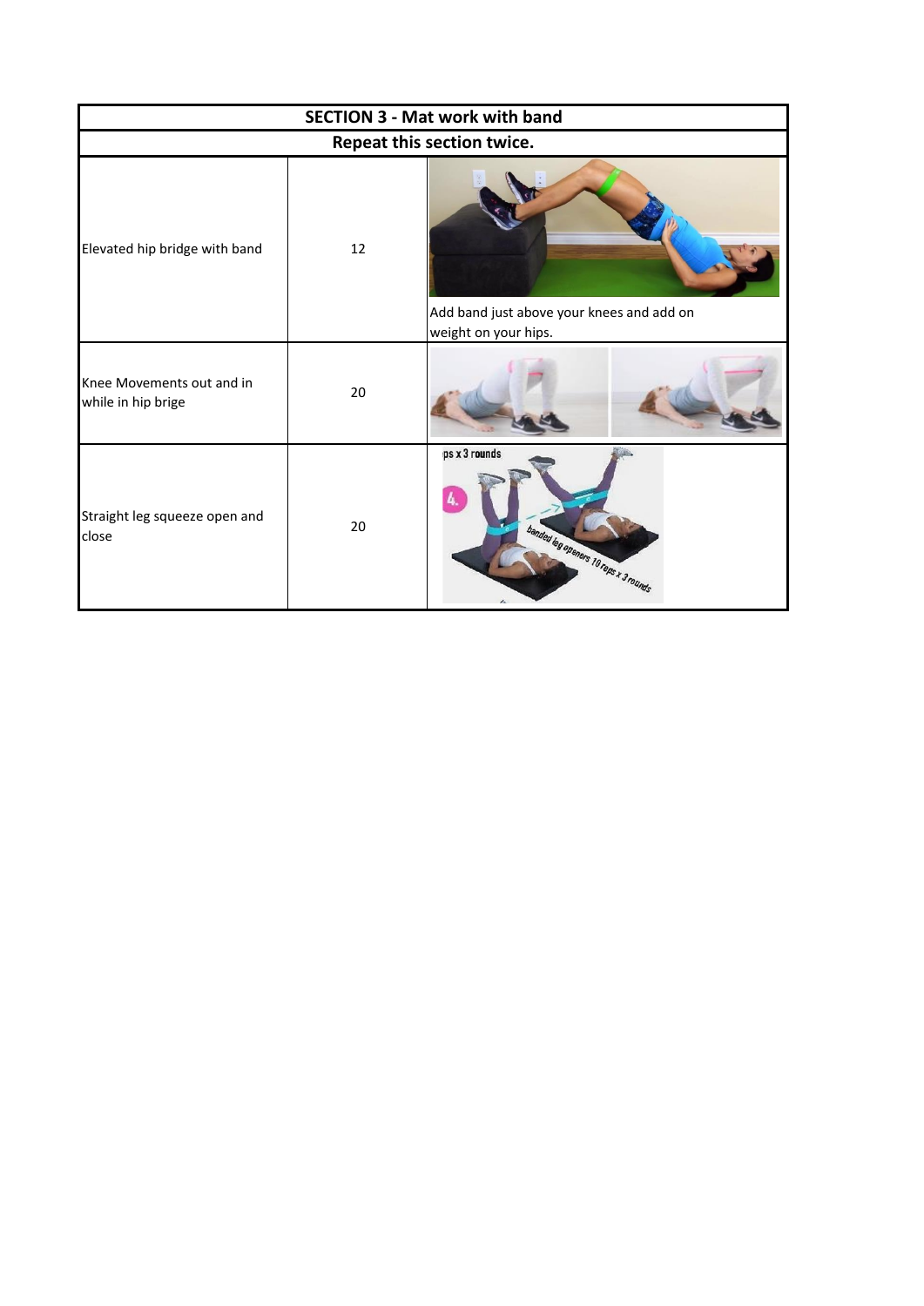| SECTION 3 - Mat work with band | | |
|---|---|---|
| Repeat this section twice. | | |
| Elevated hip bridge with band | 12 | Add band just above your knees and add on weight on your hips. |
| Knee Movements out and in while in hip brige | 20 | |
| Straight leg squeeze open and close | 20 | |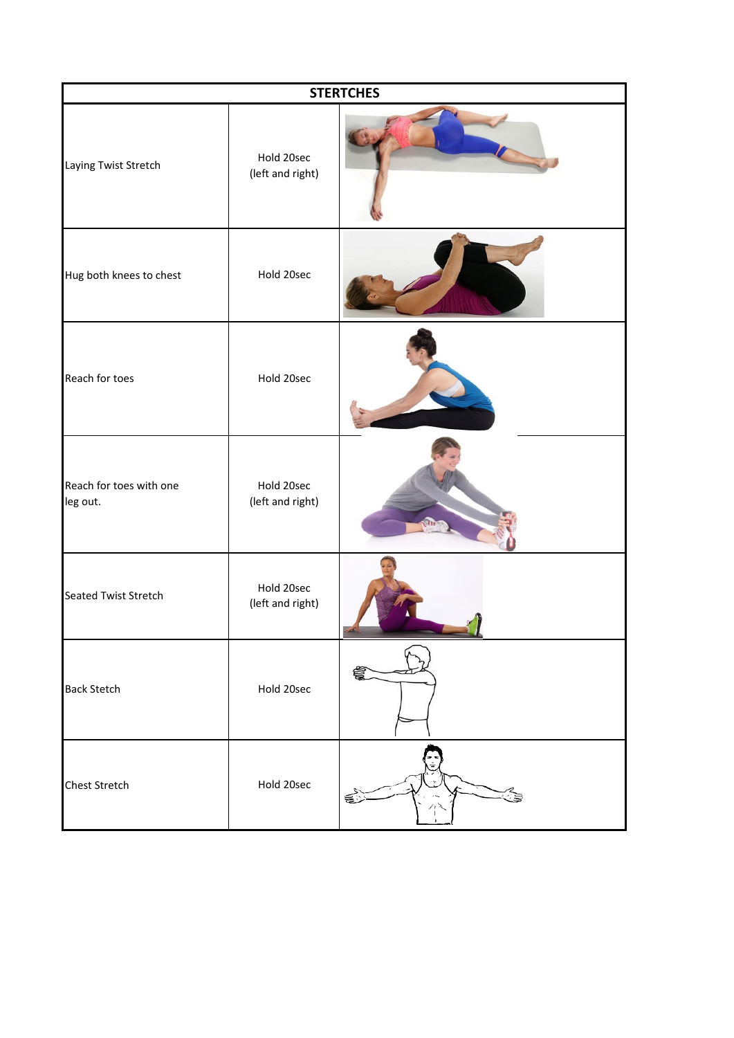| STERTCHES | | |
|---|---|---|
| Laying Twist Stretch | Hold 20sec (left and right) | |
| Hug both knees to chest | Hold 20sec | |
| Reach for toes | Hold 20sec | |
| Reach for toes with one leg out. | Hold 20sec (left and right) | |
| Seated Twist Stretch | Hold 20sec (left and right) | |
| Back Stetch | Hold 20sec | |
| Chest Stretch | Hold 20sec | |